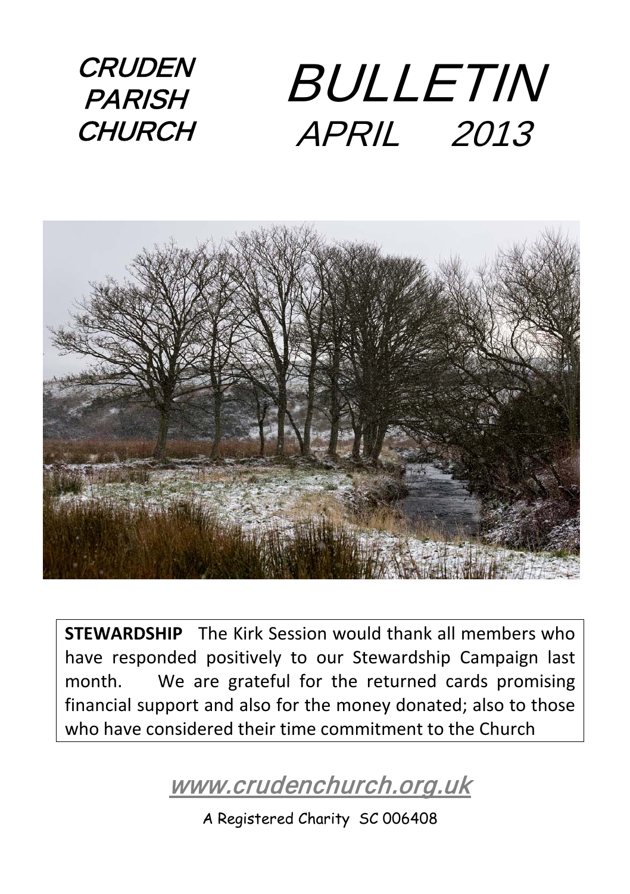# CRUDEN PARISH CHURCH

# BULLETIN
## APRIL 2013

**STEWARDSHIP** The Kirk Session would thank all members who have responded positively to our Stewardship Campaign last month. We are grateful for the returned cards promising financial support and also for the money donated; also to those who have considered their time commitment to the Church

www.crudenchurch.org.uk

A Registered Charity SC 006408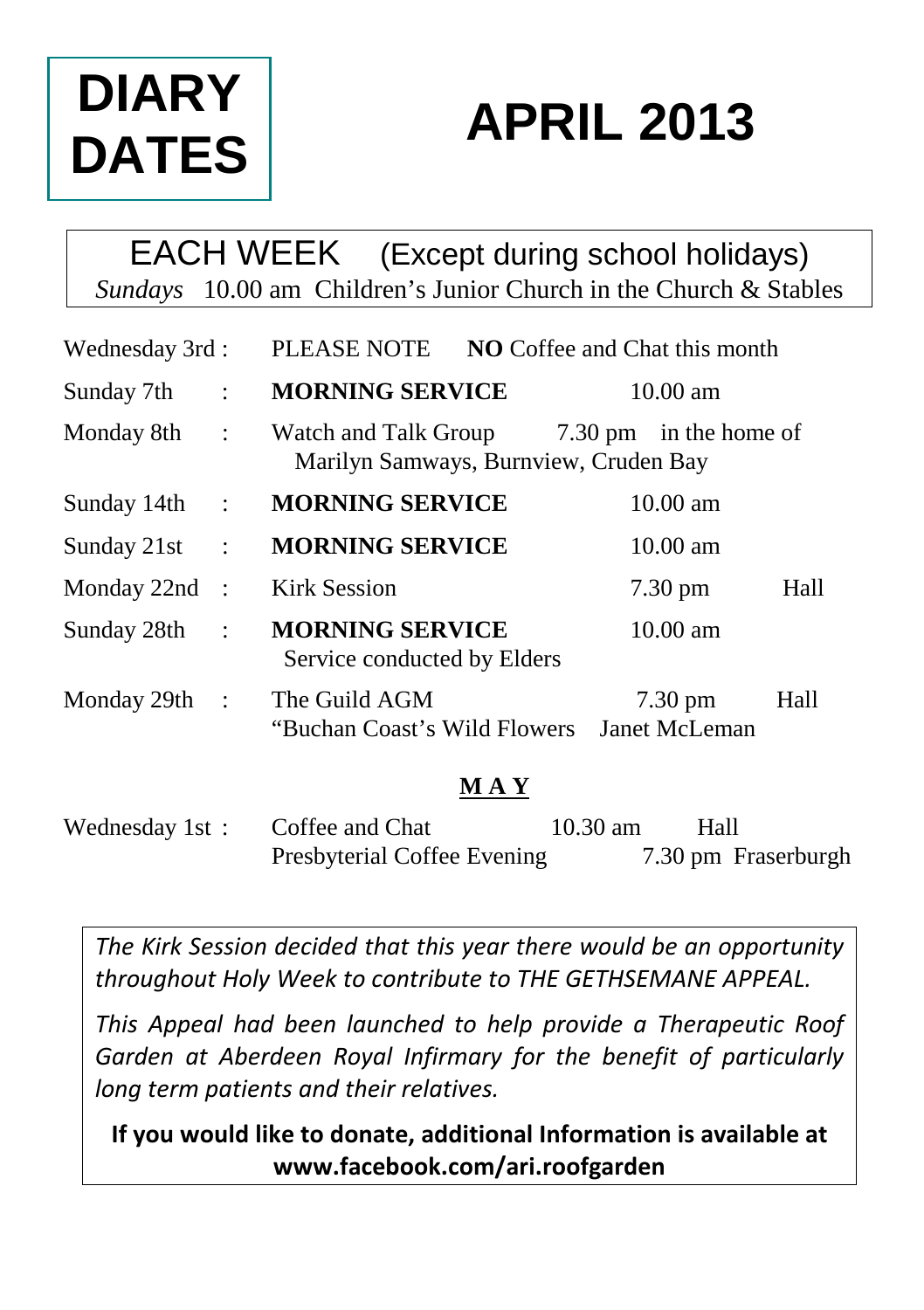# DIARY DATES

# APRIL 2013

EACH WEEK (Except during school holidays)

*Sundays* 10.00 am Children's Junior Church in the Church & Stables

| | | | | |
|---|---|---|---|---|
| Wednesday 3rd : | PLEASE NOTE **NO** Coffee and Chat this month | | | |
| Sunday 7th | : | **MORNING SERVICE** | 10.00 am | |
| Monday 8th | : | Watch and Talk Group 7.30 pm in the home of Marilyn Samways, Burnview, Cruden Bay | | |
| Sunday 14th | : | **MORNING SERVICE** | 10.00 am | |
| Sunday 21st | : | **MORNING SERVICE** | 10.00 am | |
| Monday 22nd | : | Kirk Session | 7.30 pm | Hall |
| Sunday 28th | : | **MORNING SERVICE** Service conducted by Elders | 10.00 am | |
| Monday 29th | : | The Guild AGM "Buchan Coast's Wild Flowers | 7.30 pm Janet McLeman | Hall |

## MAY

| | | | |
|---|---|---|---|
| Wednesday 1st : | Coffee and Chat | 10.30 am | Hall |
| | Presbyterial Coffee Evening | 7.30 pm | Fraserburgh |

*The Kirk Session decided that this year there would be an opportunity throughout Holy Week to contribute to THE GETHSEMANE APPEAL.*

*This Appeal had been launched to help provide a Therapeutic Roof Garden at Aberdeen Royal Infirmary for the benefit of particularly long term patients and their relatives.*

**If you would like to donate, additional Information is available at www.facebook.com/ari.roofgarden**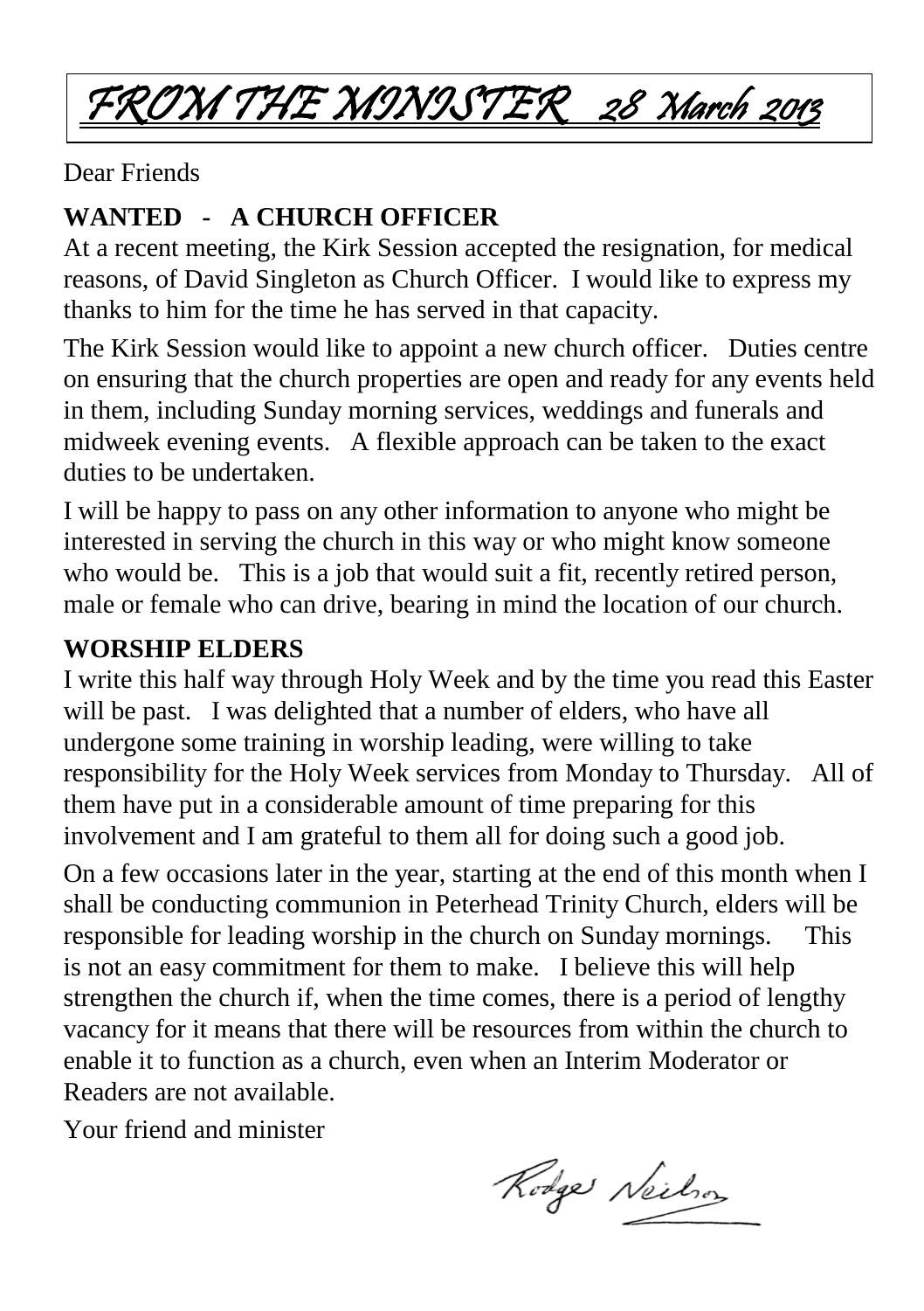# *FROM THE MINISTER 28 March 2013*

Dear Friends

**WANTED - A CHURCH OFFICER**

At a recent meeting, the Kirk Session accepted the resignation, for medical reasons, of David Singleton as Church Officer. I would like to express my thanks to him for the time he has served in that capacity.

The Kirk Session would like to appoint a new church officer. Duties centre on ensuring that the church properties are open and ready for any events held in them, including Sunday morning services, weddings and funerals and midweek evening events. A flexible approach can be taken to the exact duties to be undertaken.

I will be happy to pass on any other information to anyone who might be interested in serving the church in this way or who might know someone who would be. This is a job that would suit a fit, recently retired person, male or female who can drive, bearing in mind the location of our church.

**WORSHIP ELDERS**

I write this half way through Holy Week and by the time you read this Easter will be past. I was delighted that a number of elders, who have all undergone some training in worship leading, were willing to take responsibility for the Holy Week services from Monday to Thursday. All of them have put in a considerable amount of time preparing for this involvement and I am grateful to them all for doing such a good job.

On a few occasions later in the year, starting at the end of this month when I shall be conducting communion in Peterhead Trinity Church, elders will be responsible for leading worship in the church on Sunday mornings. This is not an easy commitment for them to make. I believe this will help strengthen the church if, when the time comes, there is a period of lengthy vacancy for it means that there will be resources from within the church to enable it to function as a church, even when an Interim Moderator or Readers are not available.

Your friend and minister

Rodger Neilson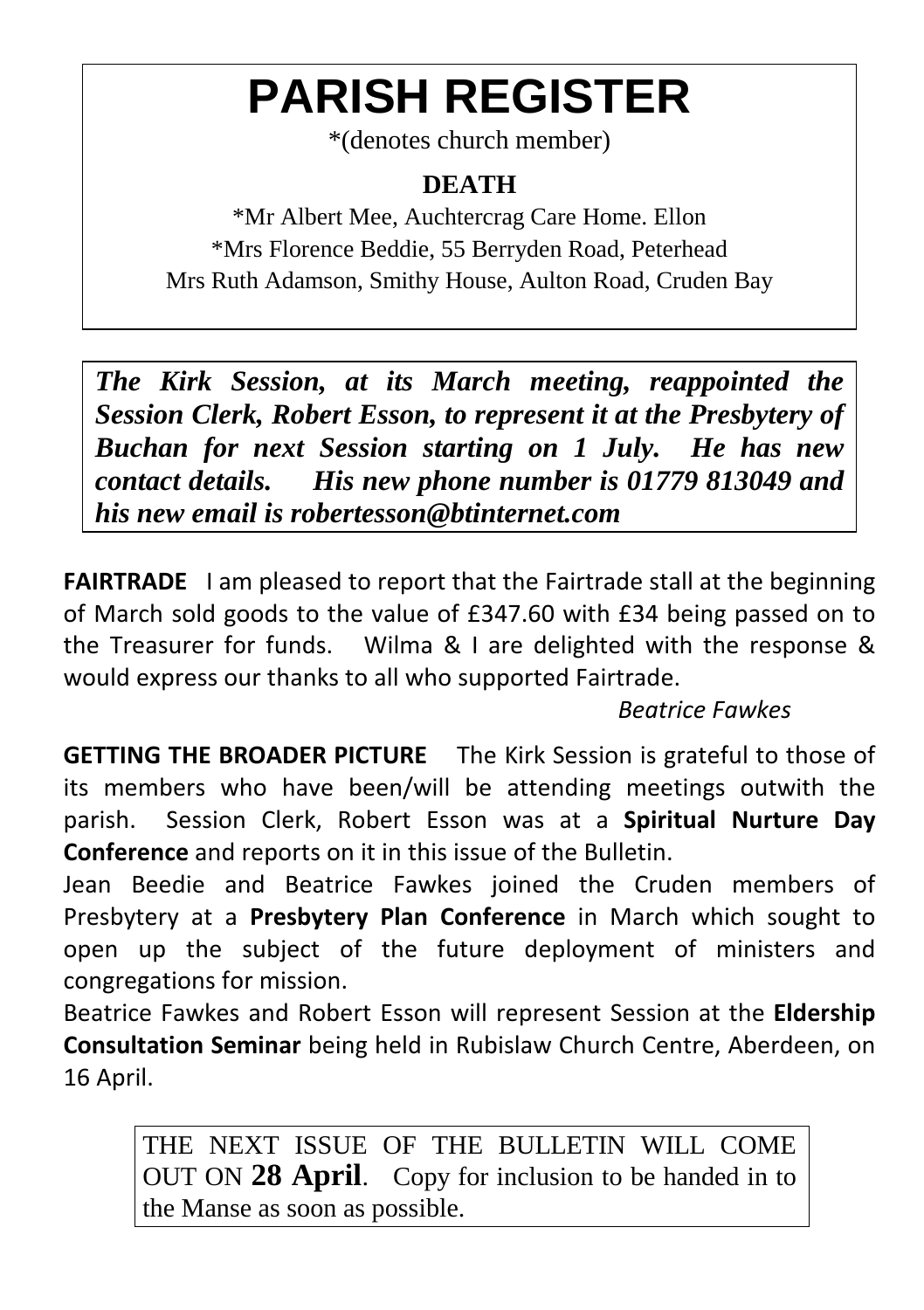# PARISH REGISTER

*(denotes church member)

**DEATH**

*Mr Albert Mee, Auchtercrag Care Home. Ellon
*Mrs Florence Beddie, 55 Berryden Road, Peterhead
Mrs Ruth Adamson, Smithy House, Aulton Road, Cruden Bay

***The Kirk Session, at its March meeting, reappointed the Session Clerk, Robert Esson, to represent it at the Presbytery of Buchan for next Session starting on 1 July. He has new contact details. His new phone number is 01779 813049 and his new email is robertesson@btinternet.com***

**FAIRTRADE** I am pleased to report that the Fairtrade stall at the beginning of March sold goods to the value of £347.60 with £34 being passed on to the Treasurer for funds. Wilma & I are delighted with the response & would express our thanks to all who supported Fairtrade.

*Beatrice Fawkes*

**GETTING THE BROADER PICTURE** The Kirk Session is grateful to those of its members who have been/will be attending meetings outwith the parish. Session Clerk, Robert Esson was at a **Spiritual Nurture Day Conference** and reports on it in this issue of the Bulletin.

Jean Beedie and Beatrice Fawkes joined the Cruden members of Presbytery at a **Presbytery Plan Conference** in March which sought to open up the subject of the future deployment of ministers and congregations for mission.

Beatrice Fawkes and Robert Esson will represent Session at the **Eldership Consultation Seminar** being held in Rubislaw Church Centre, Aberdeen, on 16 April.

THE NEXT ISSUE OF THE BULLETIN WILL COME OUT ON **28 April**. Copy for inclusion to be handed in to the Manse as soon as possible.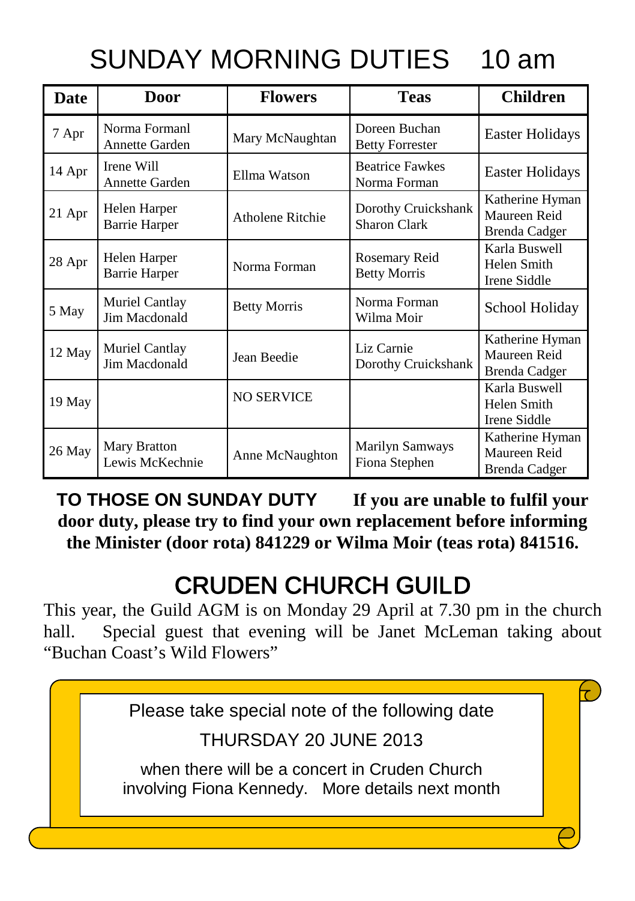# SUNDAY MORNING DUTIES 10 am

| Date | Door | Flowers | Teas | Children |
|---|---|---|---|---|
| 7 Apr | Norma Formanl<br>Annette Garden | Mary McNaughtan | Doreen Buchan<br>Betty Forrester | Easter Holidays |
| 14 Apr | Irene Will<br>Annette Garden | Ellma Watson | Beatrice Fawkes<br>Norma Forman | Easter Holidays |
| 21 Apr | Helen Harper<br>Barrie Harper | Atholene Ritchie | Dorothy Cruickshank<br>Sharon Clark | Katherine Hyman<br>Maureen Reid<br>Brenda Cadger |
| 28 Apr | Helen Harper<br>Barrie Harper | Norma Forman | Rosemary Reid<br>Betty Morris | Karla Buswell<br>Helen Smith<br>Irene Siddle |
| 5 May | Muriel Cantlay<br>Jim Macdonald | Betty Morris | Norma Forman<br>Wilma Moir | School Holiday |
| 12 May | Muriel Cantlay<br>Jim Macdonald | Jean Beedie | Liz Carnie<br>Dorothy Cruickshank | Katherine Hyman<br>Maureen Reid<br>Brenda Cadger |
| 19 May | | NO SERVICE | | Karla Buswell<br>Helen Smith<br>Irene Siddle |
| 26 May | Mary Bratton<br>Lewis McKechnie | Anne McNaughton | Marilyn Samways<br>Fiona Stephen | Katherine Hyman<br>Maureen Reid<br>Brenda Cadger |

**TO THOSE ON SUNDAY DUTY** **If you are unable to fulfil your door duty, please try to find your own replacement before informing the Minister (door rota) 841229 or Wilma Moir (teas rota) 841516.**

# CRUDEN CHURCH GUILD

This year, the Guild AGM is on Monday 29 April at 7.30 pm in the church hall. Special guest that evening will be Janet McLeman taking about "Buchan Coast's Wild Flowers"

Please take special note of the following date

THURSDAY 20 JUNE 2013

when there will be a concert in Cruden Church involving Fiona Kennedy. More details next month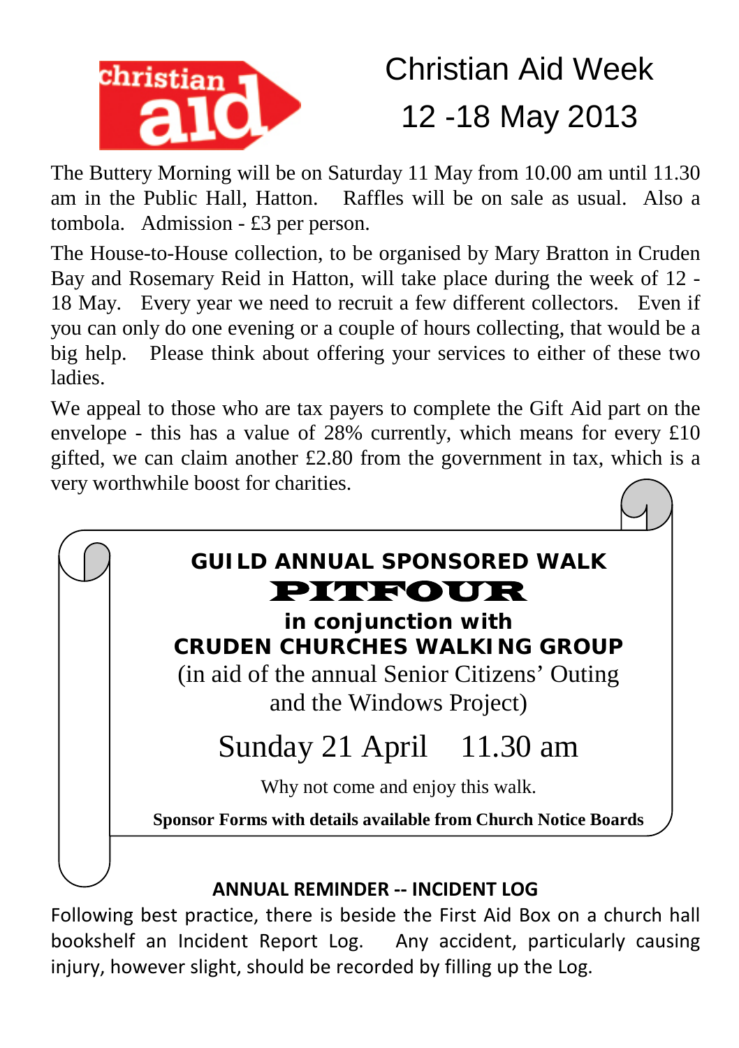christian aid

# Christian Aid Week

## 12 -18 May 2013

The Buttery Morning will be on Saturday 11 May from 10.00 am until 11.30 am in the Public Hall, Hatton. Raffles will be on sale as usual. Also a tombola. Admission - £3 per person.

The House-to-House collection, to be organised by Mary Bratton in Cruden Bay and Rosemary Reid in Hatton, will take place during the week of 12 - 18 May. Every year we need to recruit a few different collectors. Even if you can only do one evening or a couple of hours collecting, that would be a big help. Please think about offering your services to either of these two ladies.

We appeal to those who are tax payers to complete the Gift Aid part on the envelope - this has a value of 28% currently, which means for every £10 gifted, we can claim another £2.80 from the government in tax, which is a very worthwhile boost for charities.

**GUILD ANNUAL SPONSORED WALK**

**PITFOUR**

**in conjunction with**

**CRUDEN CHURCHES WALKING GROUP**

(in aid of the annual Senior Citizens' Outing and the Windows Project)

Sunday 21 April 11.30 am

Why not come and enjoy this walk.

**Sponsor Forms with details available from Church Notice Boards**

### ANNUAL REMINDER -- INCIDENT LOG

Following best practice, there is beside the First Aid Box on a church hall bookshelf an Incident Report Log. Any accident, particularly causing injury, however slight, should be recorded by filling up the Log.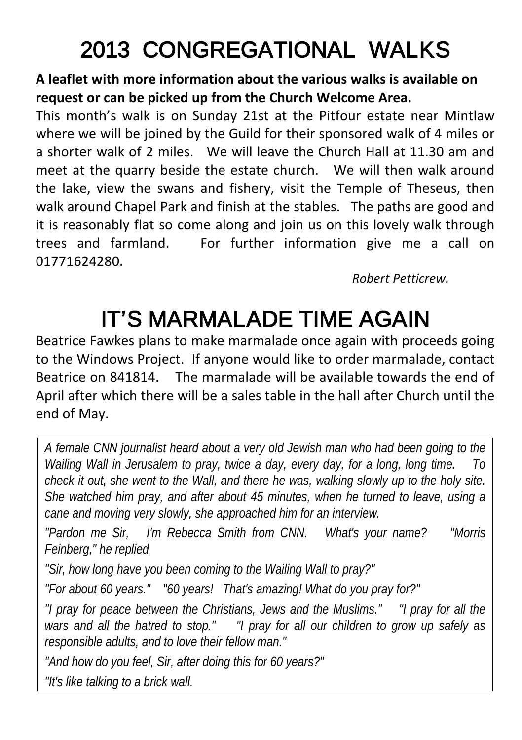# 2013 CONGREGATIONAL WALKS

**A leaflet with more information about the various walks is available on request or can be picked up from the Church Welcome Area.**

This month's walk is on Sunday 21st at the Pitfour estate near Mintlaw where we will be joined by the Guild for their sponsored walk of 4 miles or a shorter walk of 2 miles. We will leave the Church Hall at 11.30 am and meet at the quarry beside the estate church. We will then walk around the lake, view the swans and fishery, visit the Temple of Theseus, then walk around Chapel Park and finish at the stables. The paths are good and it is reasonably flat so come along and join us on this lovely walk through trees and farmland. For further information give me a call on 01771624280.

*Robert Petticrew.*

# IT'S MARMALADE TIME AGAIN

Beatrice Fawkes plans to make marmalade once again with proceeds going to the Windows Project. If anyone would like to order marmalade, contact Beatrice on 841814. The marmalade will be available towards the end of April after which there will be a sales table in the hall after Church until the end of May.

*A female CNN journalist heard about a very old Jewish man who had been going to the Wailing Wall in Jerusalem to pray, twice a day, every day, for a long, long time. To check it out, she went to the Wall, and there he was, walking slowly up to the holy site. She watched him pray, and after about 45 minutes, when he turned to leave, using a cane and moving very slowly, she approached him for an interview.*

*"Pardon me Sir, I'm Rebecca Smith from CNN. What's your name? "Morris Feinberg," he replied*

*"Sir, how long have you been coming to the Wailing Wall to pray?"*

*"For about 60 years." "60 years! That's amazing! What do you pray for?"*

*"I pray for peace between the Christians, Jews and the Muslims." "I pray for all the wars and all the hatred to stop." "I pray for all our children to grow up safely as responsible adults, and to love their fellow man."*

*"And how do you feel, Sir, after doing this for 60 years?"*

*"It's like talking to a brick wall.*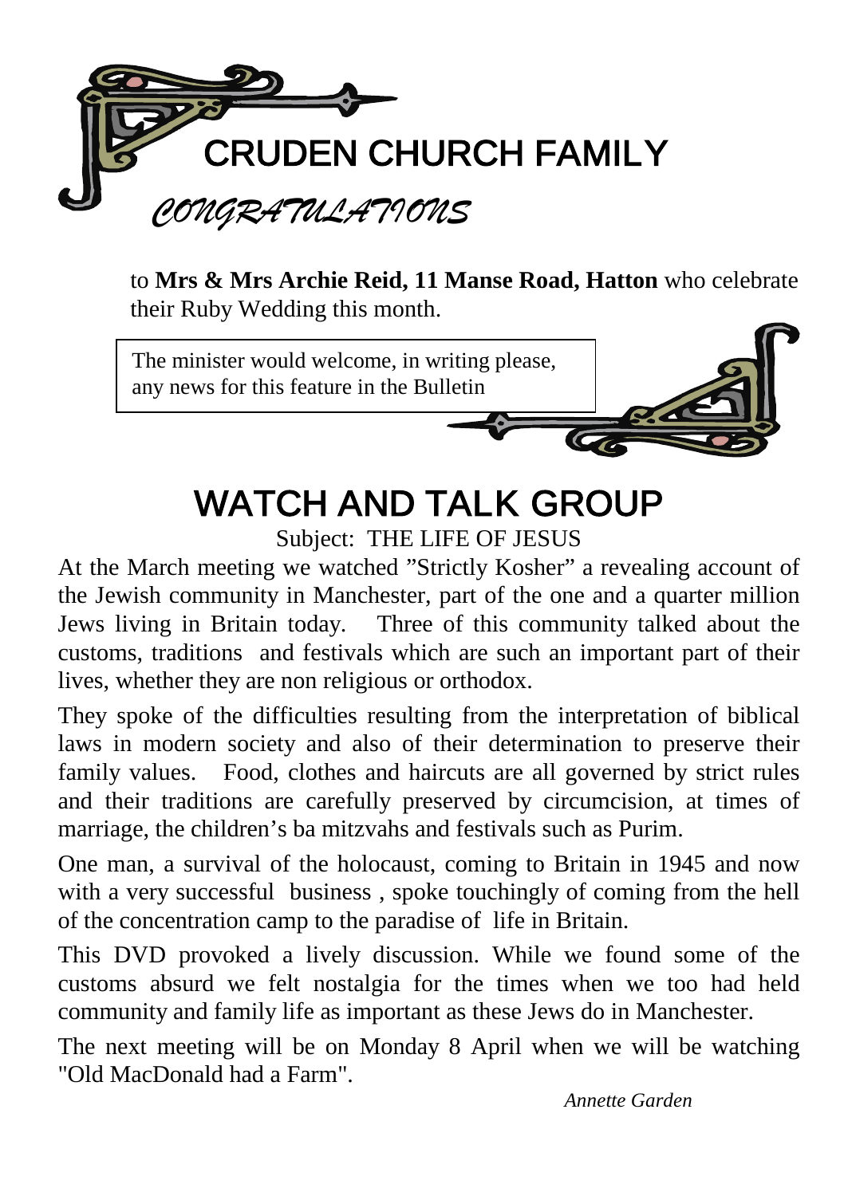# CRUDEN CHURCH FAMILY

*CONGRATULATIONS*

to **Mrs & Mrs Archie Reid, 11 Manse Road, Hatton** who celebrate their Ruby Wedding this month.

The minister would welcome, in writing please, any news for this feature in the Bulletin

# WATCH AND TALK GROUP

Subject: THE LIFE OF JESUS

At the March meeting we watched "Strictly Kosher" a revealing account of the Jewish community in Manchester, part of the one and a quarter million Jews living in Britain today. Three of this community talked about the customs, traditions and festivals which are such an important part of their lives, whether they are non religious or orthodox.

They spoke of the difficulties resulting from the interpretation of biblical laws in modern society and also of their determination to preserve their family values. Food, clothes and haircuts are all governed by strict rules and their traditions are carefully preserved by circumcision, at times of marriage, the children's ba mitzvahs and festivals such as Purim.

One man, a survival of the holocaust, coming to Britain in 1945 and now with a very successful business , spoke touchingly of coming from the hell of the concentration camp to the paradise of life in Britain.

This DVD provoked a lively discussion. While we found some of the customs absurd we felt nostalgia for the times when we too had held community and family life as important as these Jews do in Manchester.

The next meeting will be on Monday 8 April when we will be watching "Old MacDonald had a Farm".

*Annette Garden*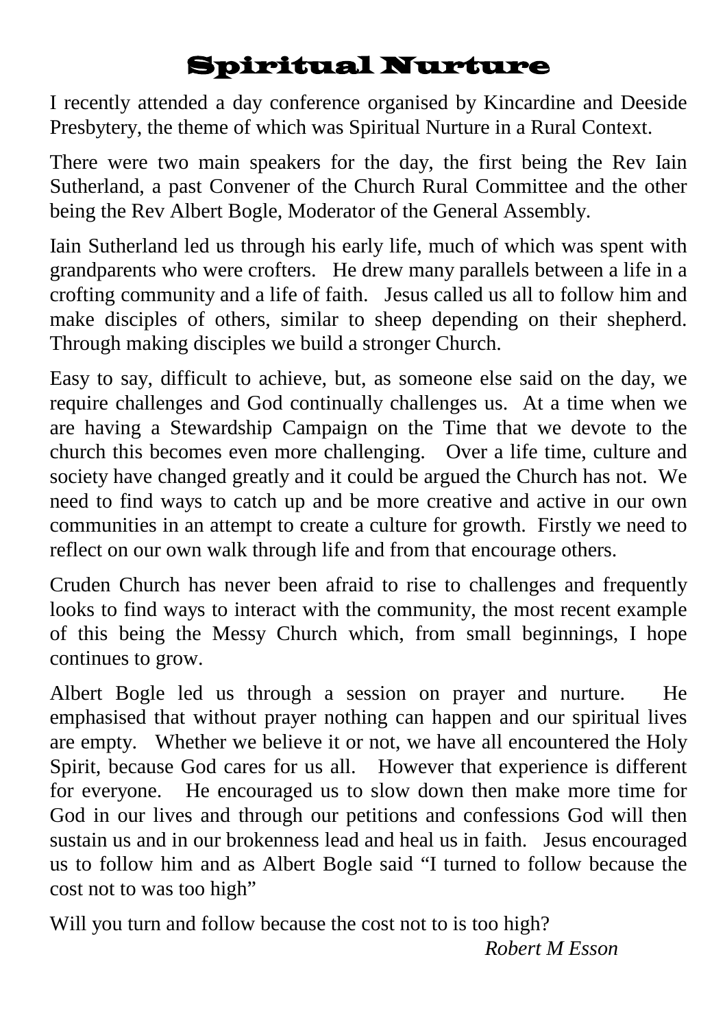# Spiritual Nurture

I recently attended a day conference organised by Kincardine and Deeside Presbytery, the theme of which was Spiritual Nurture in a Rural Context.

There were two main speakers for the day, the first being the Rev Iain Sutherland, a past Convener of the Church Rural Committee and the other being the Rev Albert Bogle, Moderator of the General Assembly.

Iain Sutherland led us through his early life, much of which was spent with grandparents who were crofters. He drew many parallels between a life in a crofting community and a life of faith. Jesus called us all to follow him and make disciples of others, similar to sheep depending on their shepherd. Through making disciples we build a stronger Church.

Easy to say, difficult to achieve, but, as someone else said on the day, we require challenges and God continually challenges us. At a time when we are having a Stewardship Campaign on the Time that we devote to the church this becomes even more challenging. Over a life time, culture and society have changed greatly and it could be argued the Church has not. We need to find ways to catch up and be more creative and active in our own communities in an attempt to create a culture for growth. Firstly we need to reflect on our own walk through life and from that encourage others.

Cruden Church has never been afraid to rise to challenges and frequently looks to find ways to interact with the community, the most recent example of this being the Messy Church which, from small beginnings, I hope continues to grow.

Albert Bogle led us through a session on prayer and nurture. He emphasised that without prayer nothing can happen and our spiritual lives are empty. Whether we believe it or not, we have all encountered the Holy Spirit, because God cares for us all. However that experience is different for everyone. He encouraged us to slow down then make more time for God in our lives and through our petitions and confessions God will then sustain us and in our brokenness lead and heal us in faith. Jesus encouraged us to follow him and as Albert Bogle said "I turned to follow because the cost not to was too high"

Will you turn and follow because the cost not to is too high?

*Robert M Esson*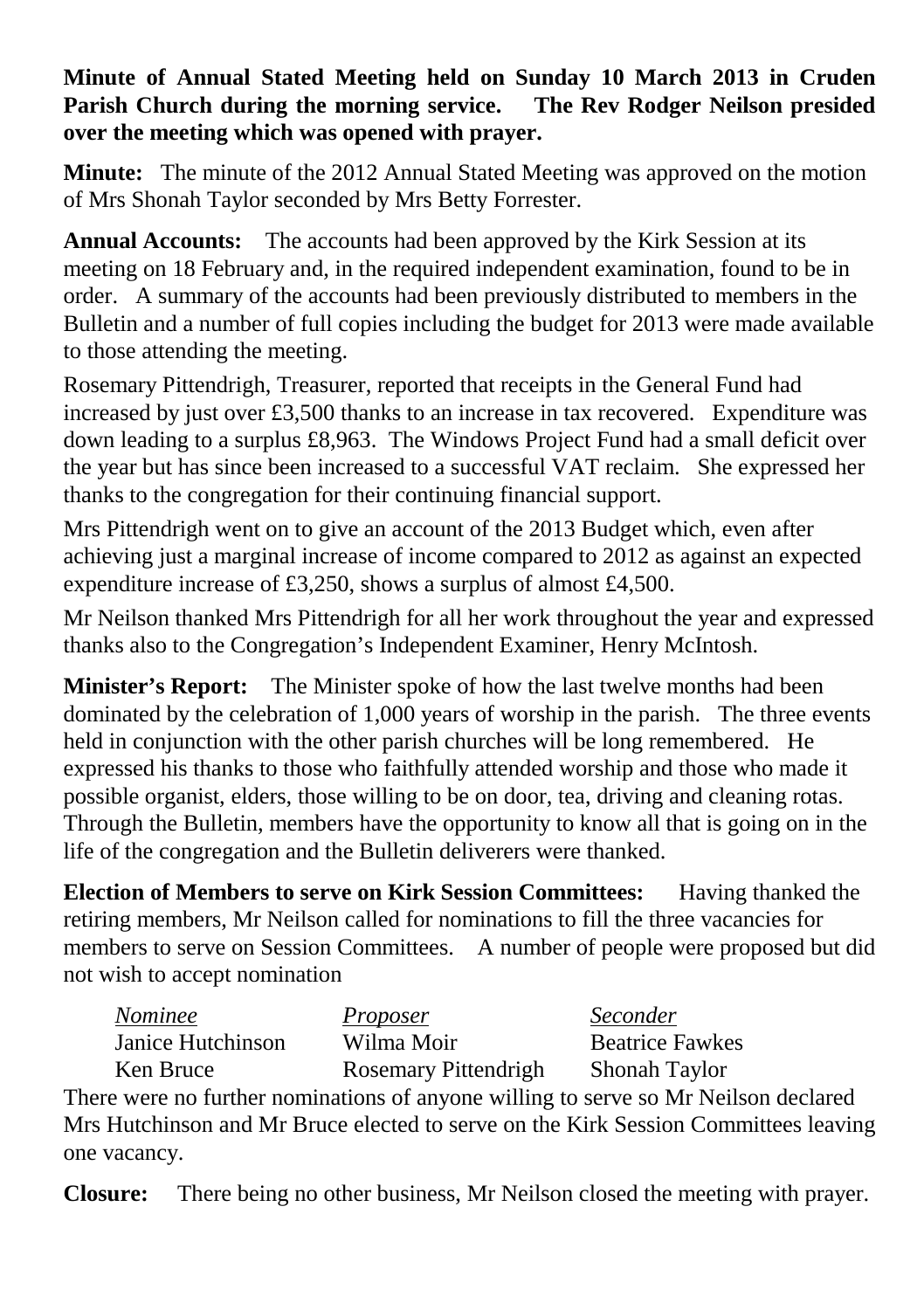**Minute of Annual Stated Meeting held on Sunday 10 March 2013 in Cruden Parish Church during the morning service. The Rev Rodger Neilson presided over the meeting which was opened with prayer.**

**Minute:** The minute of the 2012 Annual Stated Meeting was approved on the motion of Mrs Shonah Taylor seconded by Mrs Betty Forrester.

**Annual Accounts:** The accounts had been approved by the Kirk Session at its meeting on 18 February and, in the required independent examination, found to be in order. A summary of the accounts had been previously distributed to members in the Bulletin and a number of full copies including the budget for 2013 were made available to those attending the meeting.

Rosemary Pittendrigh, Treasurer, reported that receipts in the General Fund had increased by just over £3,500 thanks to an increase in tax recovered. Expenditure was down leading to a surplus £8,963. The Windows Project Fund had a small deficit over the year but has since been increased to a successful VAT reclaim. She expressed her thanks to the congregation for their continuing financial support.

Mrs Pittendrigh went on to give an account of the 2013 Budget which, even after achieving just a marginal increase of income compared to 2012 as against an expected expenditure increase of £3,250, shows a surplus of almost £4,500.

Mr Neilson thanked Mrs Pittendrigh for all her work throughout the year and expressed thanks also to the Congregation's Independent Examiner, Henry McIntosh.

**Minister's Report:** The Minister spoke of how the last twelve months had been dominated by the celebration of 1,000 years of worship in the parish. The three events held in conjunction with the other parish churches will be long remembered. He expressed his thanks to those who faithfully attended worship and those who made it possible organist, elders, those willing to be on door, tea, driving and cleaning rotas. Through the Bulletin, members have the opportunity to know all that is going on in the life of the congregation and the Bulletin deliverers were thanked.

**Election of Members to serve on Kirk Session Committees:** Having thanked the retiring members, Mr Neilson called for nominations to fill the three vacancies for members to serve on Session Committees. A number of people were proposed but did not wish to accept nomination

| *Nominee* | *Proposer* | *Seconder* |
|---|---|---|
| Janice Hutchinson | Wilma Moir | Beatrice Fawkes |
| Ken Bruce | Rosemary Pittendrigh | Shonah Taylor |

There were no further nominations of anyone willing to serve so Mr Neilson declared Mrs Hutchinson and Mr Bruce elected to serve on the Kirk Session Committees leaving one vacancy.

**Closure:** There being no other business, Mr Neilson closed the meeting with prayer.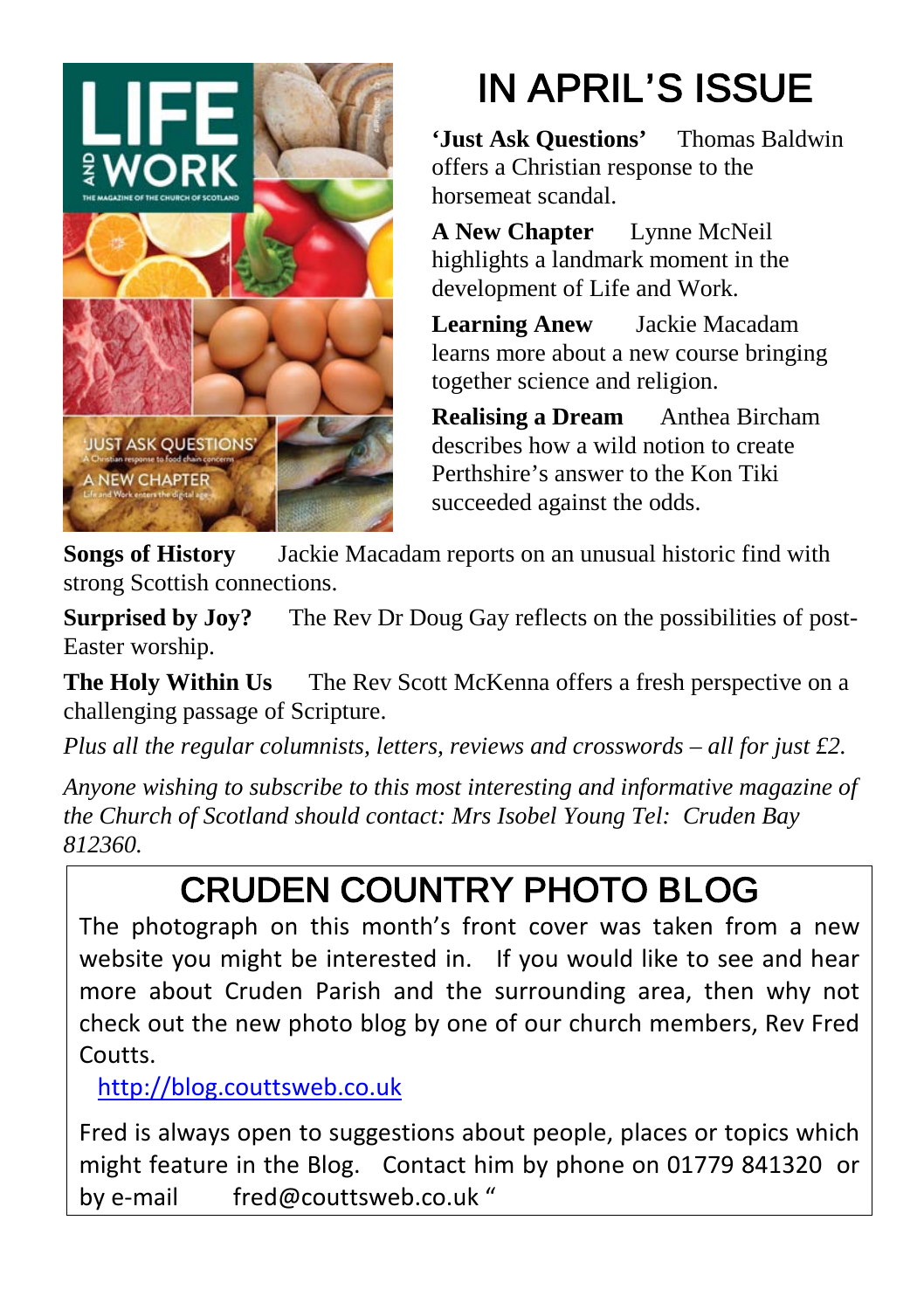# IN APRIL'S ISSUE

**'Just Ask Questions'** Thomas Baldwin offers a Christian response to the horsemeat scandal.

**A New Chapter** Lynne McNeil highlights a landmark moment in the development of Life and Work.

**Learning Anew** Jackie Macadam learns more about a new course bringing together science and religion.

**Realising a Dream** Anthea Bircham describes how a wild notion to create Perthshire's answer to the Kon Tiki succeeded against the odds.

**Songs of History** Jackie Macadam reports on an unusual historic find with strong Scottish connections.

**Surprised by Joy?** The Rev Dr Doug Gay reflects on the possibilities of post-Easter worship.

**The Holy Within Us** The Rev Scott McKenna offers a fresh perspective on a challenging passage of Scripture.

*Plus all the regular columnists, letters, reviews and crosswords – all for just £2.*

*Anyone wishing to subscribe to this most interesting and informative magazine of the Church of Scotland should contact: Mrs Isobel Young Tel: Cruden Bay 812360.*

# CRUDEN COUNTRY PHOTO BLOG

The photograph on this month's front cover was taken from a new website you might be interested in. If you would like to see and hear more about Cruden Parish and the surrounding area, then why not check out the new photo blog by one of our church members, Rev Fred Coutts.

http://blog.couttsweb.co.uk

Fred is always open to suggestions about people, places or topics which might feature in the Blog. Contact him by phone on 01779 841320 or by e-mail fred@couttsweb.co.uk "